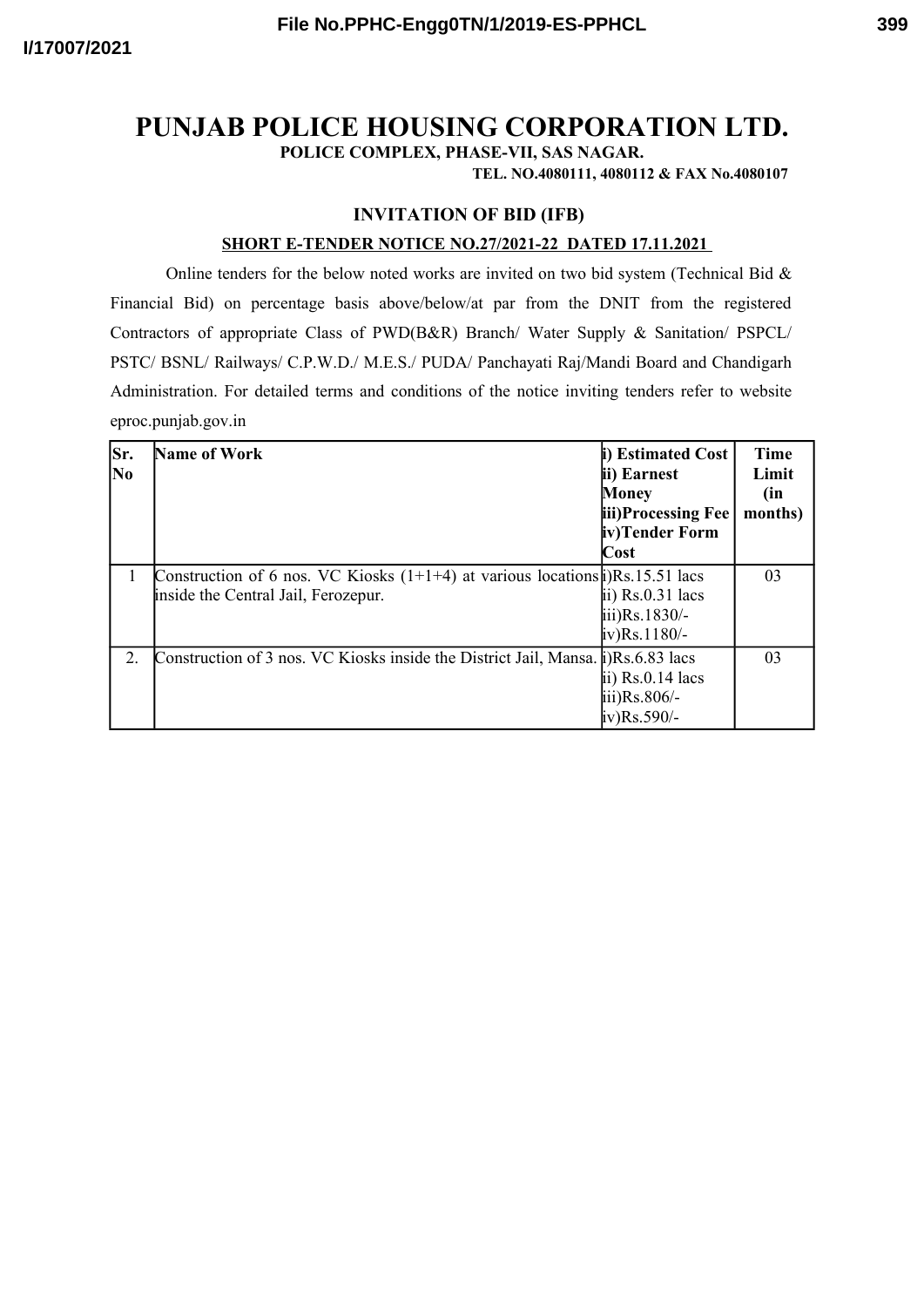# PUNJAB POLICE HOUSING CORPORATION LTD.

**POLICE COMPLEX, PHASE-VII, SAS NAGAR.**

**TEL. NO.4080111, 4080112 & FAX No.4080107**

## INVITATION OF BID (IFB)

**SHORT E-TENDER NOTICE NO.27/2021-22 DATED 17.11.2021**

Online tenders for the below noted works are invited on two bid system (Technical Bid & Financial Bid) on percentage basis above/below/at par from the DNIT from the registered Contractors of appropriate Class of PWD(B&R) Branch/ Water Supply & Sanitation/ PSPCL/ PSTC/ BSNL/ Railways/ C.P.W.D./ M.E.S./ PUDA/ Panchayati Raj/Mandi Board and Chandigarh Administration. For detailed terms and conditions of the notice inviting tenders refer to website eproc.punjab.gov.in

| Sr. No | Name of Work | i) Estimated Cost<br>ii) Earnest Money<br>iii)Processing Fee<br>iv)Tender Form Cost | Time Limit (in months) |
|---|---|---|---|
| 1 | Construction of 6 nos. VC Kiosks (1+1+4) at various locations inside the Central Jail, Ferozepur. | i)Rs.15.51 lacs<br>ii) Rs.0.31 lacs<br>iii)Rs.1830/-<br>iv)Rs.1180/- | 03 |
| 2. | Construction of 3 nos. VC Kiosks inside the District Jail, Mansa. | i)Rs.6.83 lacs<br>ii) Rs.0.14 lacs<br>iii)Rs.806/-<br>iv)Rs.590/- | 03 |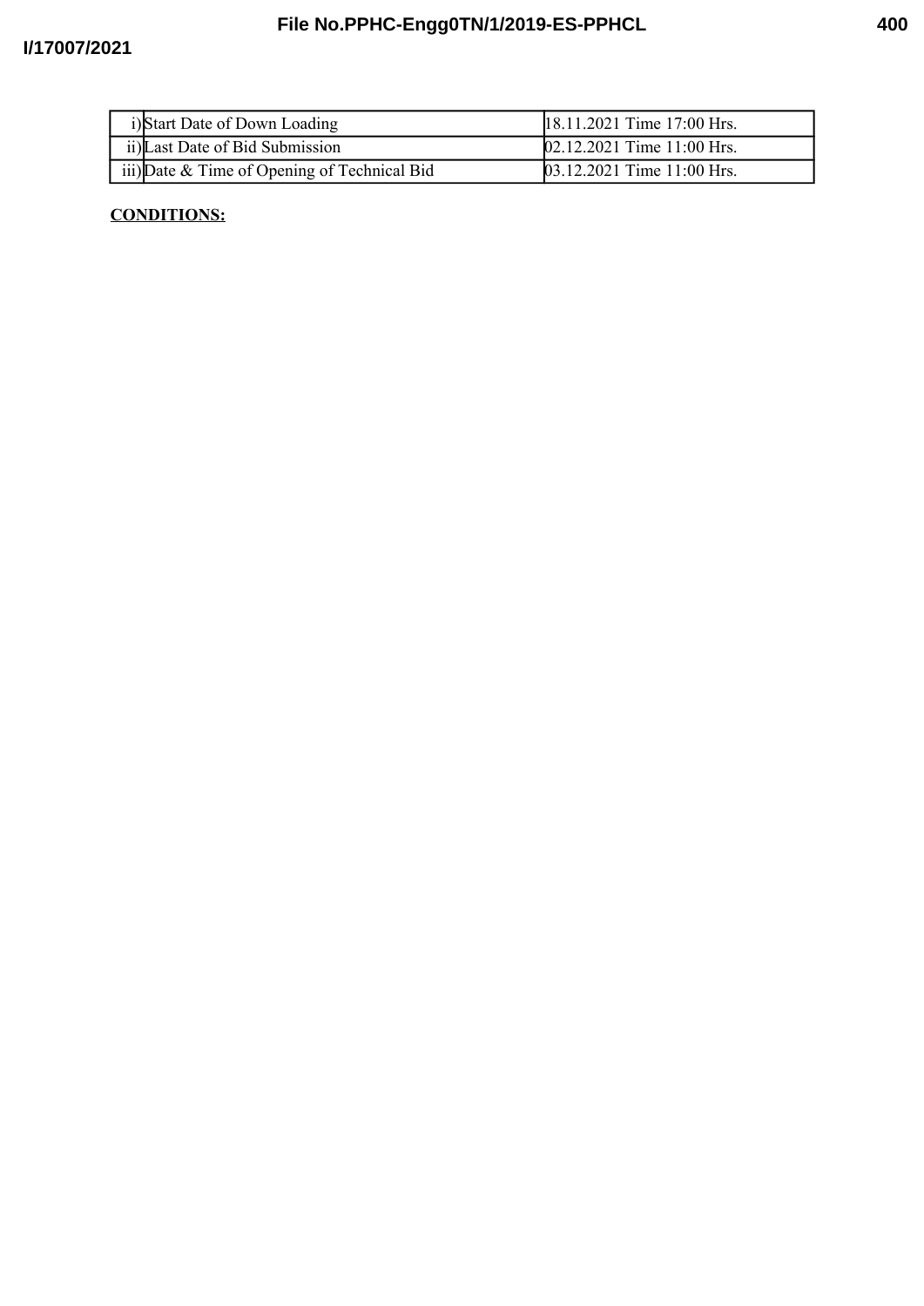| | | |
|---|---|---|
| i) | Start Date of Down Loading | 18.11.2021 Time 17:00 Hrs. |
| ii) | Last Date of Bid Submission | 02.12.2021 Time 11:00 Hrs. |
| iii) | Date & Time of Opening of Technical Bid | 03.12.2021 Time 11:00 Hrs. |

**CONDITIONS:**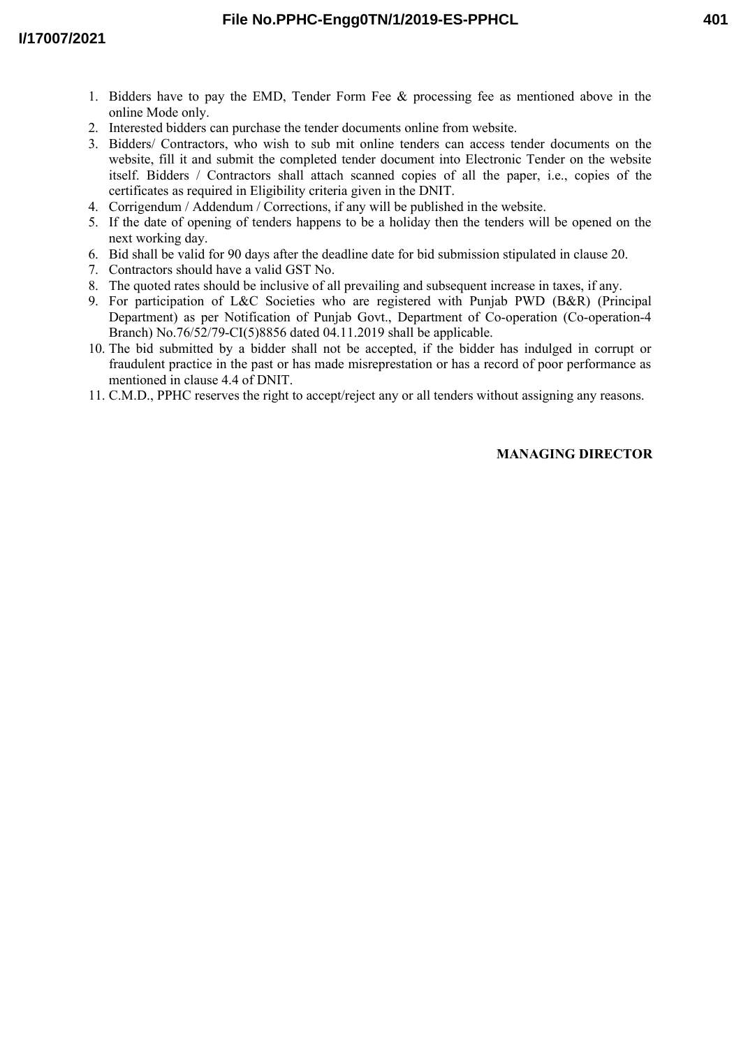1. Bidders have to pay the EMD, Tender Form Fee & processing fee as mentioned above in the online Mode only.
2. Interested bidders can purchase the tender documents online from website.
3. Bidders/ Contractors, who wish to sub mit online tenders can access tender documents on the website, fill it and submit the completed tender document into Electronic Tender on the website itself. Bidders / Contractors shall attach scanned copies of all the paper, i.e., copies of the certificates as required in Eligibility criteria given in the DNIT.
4. Corrigendum / Addendum / Corrections, if any will be published in the website.
5. If the date of opening of tenders happens to be a holiday then the tenders will be opened on the next working day.
6. Bid shall be valid for 90 days after the deadline date for bid submission stipulated in clause 20.
7. Contractors should have a valid GST No.
8. The quoted rates should be inclusive of all prevailing and subsequent increase in taxes, if any.
9. For participation of L&C Societies who are registered with Punjab PWD (B&R) (Principal Department) as per Notification of Punjab Govt., Department of Co-operation (Co-operation-4 Branch) No.76/52/79-CI(5)8856 dated 04.11.2019 shall be applicable.
10. The bid submitted by a bidder shall not be accepted, if the bidder has indulged in corrupt or fraudulent practice in the past or has made misreprestation or has a record of poor performance as mentioned in clause 4.4 of DNIT.
11. C.M.D., PPHC reserves the right to accept/reject any or all tenders without assigning any reasons.

**MANAGING DIRECTOR**